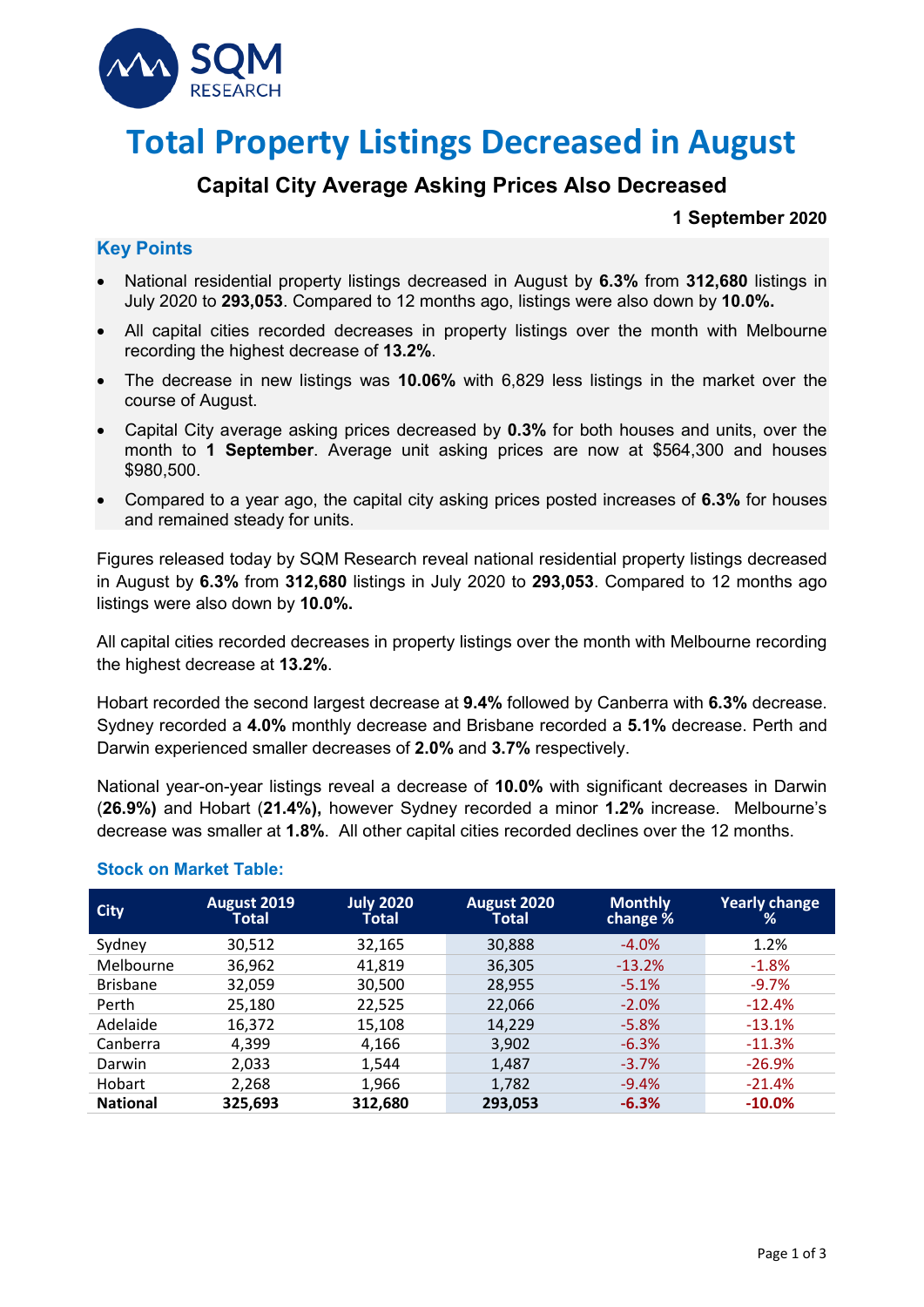# Total Property Listings Decreased in August

## Capital City Average Asking Prices Also Decreased

**1 September 2020**

### Key Points

- National residential property listings decreased in August by **6.3%** from **312,680** listings in July 2020 to **293,053**. Compared to 12 months ago, listings were also down by **10.0%.**
- All capital cities recorded decreases in property listings over the month with Melbourne recording the highest decrease of **13.2%**.
- The decrease in new listings was **10.06%** with 6,829 less listings in the market over the course of August.
- Capital City average asking prices decreased by **0.3%** for both houses and units, over the month to **1 September**. Average unit asking prices are now at $564,300 and houses $980,500.
- Compared to a year ago, the capital city asking prices posted increases of **6.3%** for houses and remained steady for units.

Figures released today by SQM Research reveal national residential property listings decreased in August by **6.3%** from **312,680** listings in July 2020 to **293,053**. Compared to 12 months ago listings were also down by **10.0%.**

All capital cities recorded decreases in property listings over the month with Melbourne recording the highest decrease at **13.2%**.

Hobart recorded the second largest decrease at **9.4%** followed by Canberra with **6.3%** decrease. Sydney recorded a **4.0%** monthly decrease and Brisbane recorded a **5.1%** decrease. Perth and Darwin experienced smaller decreases of **2.0%** and **3.7%** respectively.

National year-on-year listings reveal a decrease of **10.0%** with significant decreases in Darwin (**26.9%)** and Hobart (**21.4%),** however Sydney recorded a minor **1.2%** increase. Melbourne's decrease was smaller at **1.8%**. All other capital cities recorded declines over the 12 months.

### Stock on Market Table:

| City | August 2019 Total | July 2020 Total | August 2020 Total | Monthly change % | Yearly change % |
|---|---|---|---|---|---|
| Sydney | 30,512 | 32,165 | 30,888 | -4.0% | 1.2% |
| Melbourne | 36,962 | 41,819 | 36,305 | -13.2% | -1.8% |
| Brisbane | 32,059 | 30,500 | 28,955 | -5.1% | -9.7% |
| Perth | 25,180 | 22,525 | 22,066 | -2.0% | -12.4% |
| Adelaide | 16,372 | 15,108 | 14,229 | -5.8% | -13.1% |
| Canberra | 4,399 | 4,166 | 3,902 | -6.3% | -11.3% |
| Darwin | 2,033 | 1,544 | 1,487 | -3.7% | -26.9% |
| Hobart | 2,268 | 1,966 | 1,782 | -9.4% | -21.4% |
| **National** | **325,693** | **312,680** | **293,053** | **-6.3%** | **-10.0%** |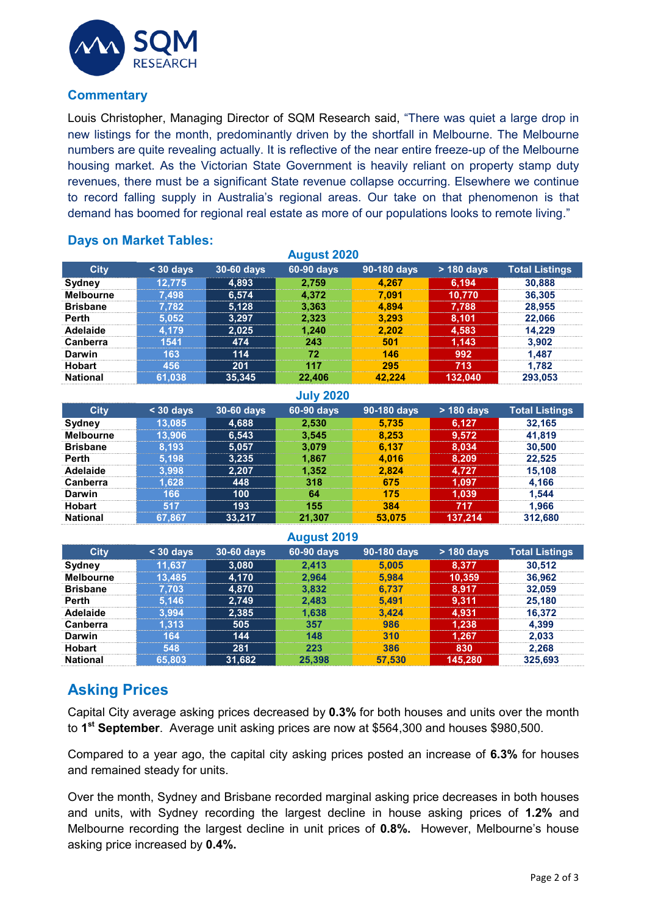## Commentary

Louis Christopher, Managing Director of SQM Research said, "There was quiet a large drop in new listings for the month, predominantly driven by the shortfall in Melbourne. The Melbourne numbers are quite revealing actually. It is reflective of the near entire freeze-up of the Melbourne housing market. As the Victorian State Government is heavily reliant on property stamp duty revenues, there must be a significant State revenue collapse occurring. Elsewhere we continue to record falling supply in Australia's regional areas. Our take on that phenomenon is that demand has boomed for regional real estate as more of our populations looks to remote living."

## Days on Market Tables:

**August 2020**

| City | < 30 days | 30-60 days | 60-90 days | 90-180 days | > 180 days | Total Listings |
|---|---|---|---|---|---|---|
| Sydney | 12,775 | 4,893 | 2,759 | 4,267 | 6,194 | 30,888 |
| Melbourne | 7,498 | 6,574 | 4,372 | 7,091 | 10,770 | 36,305 |
| Brisbane | 7,782 | 5,128 | 3,363 | 4,894 | 7,788 | 28,955 |
| Perth | 5,052 | 3,297 | 2,323 | 3,293 | 8,101 | 22,066 |
| Adelaide | 4,179 | 2,025 | 1,240 | 2,202 | 4,583 | 14,229 |
| Canberra | 1541 | 474 | 243 | 501 | 1,143 | 3,902 |
| Darwin | 163 | 114 | 72 | 146 | 992 | 1,487 |
| Hobart | 456 | 201 | 117 | 295 | 713 | 1,782 |
| National | 61,038 | 35,345 | 22,406 | 42,224 | 132,040 | 293,053 |

**July 2020**

| City | < 30 days | 30-60 days | 60-90 days | 90-180 days | > 180 days | Total Listings |
|---|---|---|---|---|---|---|
| Sydney | 13,085 | 4,688 | 2,530 | 5,735 | 6,127 | 32,165 |
| Melbourne | 13,906 | 6,543 | 3,545 | 8,253 | 9,572 | 41,819 |
| Brisbane | 8,193 | 5,057 | 3,079 | 6,137 | 8,034 | 30,500 |
| Perth | 5,198 | 3,235 | 1,867 | 4,016 | 8,209 | 22,525 |
| Adelaide | 3,998 | 2,207 | 1,352 | 2,824 | 4,727 | 15,108 |
| Canberra | 1,628 | 448 | 318 | 675 | 1,097 | 4,166 |
| Darwin | 166 | 100 | 64 | 175 | 1,039 | 1,544 |
| Hobart | 517 | 193 | 155 | 384 | 717 | 1,966 |
| National | 67,867 | 33,217 | 21,307 | 53,075 | 137,214 | 312,680 |

**August 2019**

| City | < 30 days | 30-60 days | 60-90 days | 90-180 days | > 180 days | Total Listings |
|---|---|---|---|---|---|---|
| Sydney | 11,637 | 3,080 | 2,413 | 5,005 | 8,377 | 30,512 |
| Melbourne | 13,485 | 4,170 | 2,964 | 5,984 | 10,359 | 36,962 |
| Brisbane | 7,703 | 4,870 | 3,832 | 6,737 | 8,917 | 32,059 |
| Perth | 5,146 | 2,749 | 2,483 | 5,491 | 9,311 | 25,180 |
| Adelaide | 3,994 | 2,385 | 1,638 | 3,424 | 4,931 | 16,372 |
| Canberra | 1,313 | 505 | 357 | 986 | 1,238 | 4,399 |
| Darwin | 164 | 144 | 148 | 310 | 1,267 | 2,033 |
| Hobart | 548 | 281 | 223 | 386 | 830 | 2,268 |
| National | 65,803 | 31,682 | 25,398 | 57,530 | 145,280 | 325,693 |

## Asking Prices

Capital City average asking prices decreased by **0.3%** for both houses and units over the month to **1st September**. Average unit asking prices are now at $564,300 and houses $980,500.

Compared to a year ago, the capital city asking prices posted an increase of **6.3%** for houses and remained steady for units.

Over the month, Sydney and Brisbane recorded marginal asking price decreases in both houses and units, with Sydney recording the largest decline in house asking prices of **1.2%** and Melbourne recording the largest decline in unit prices of **0.8%.** However, Melbourne's house asking price increased by **0.4%.**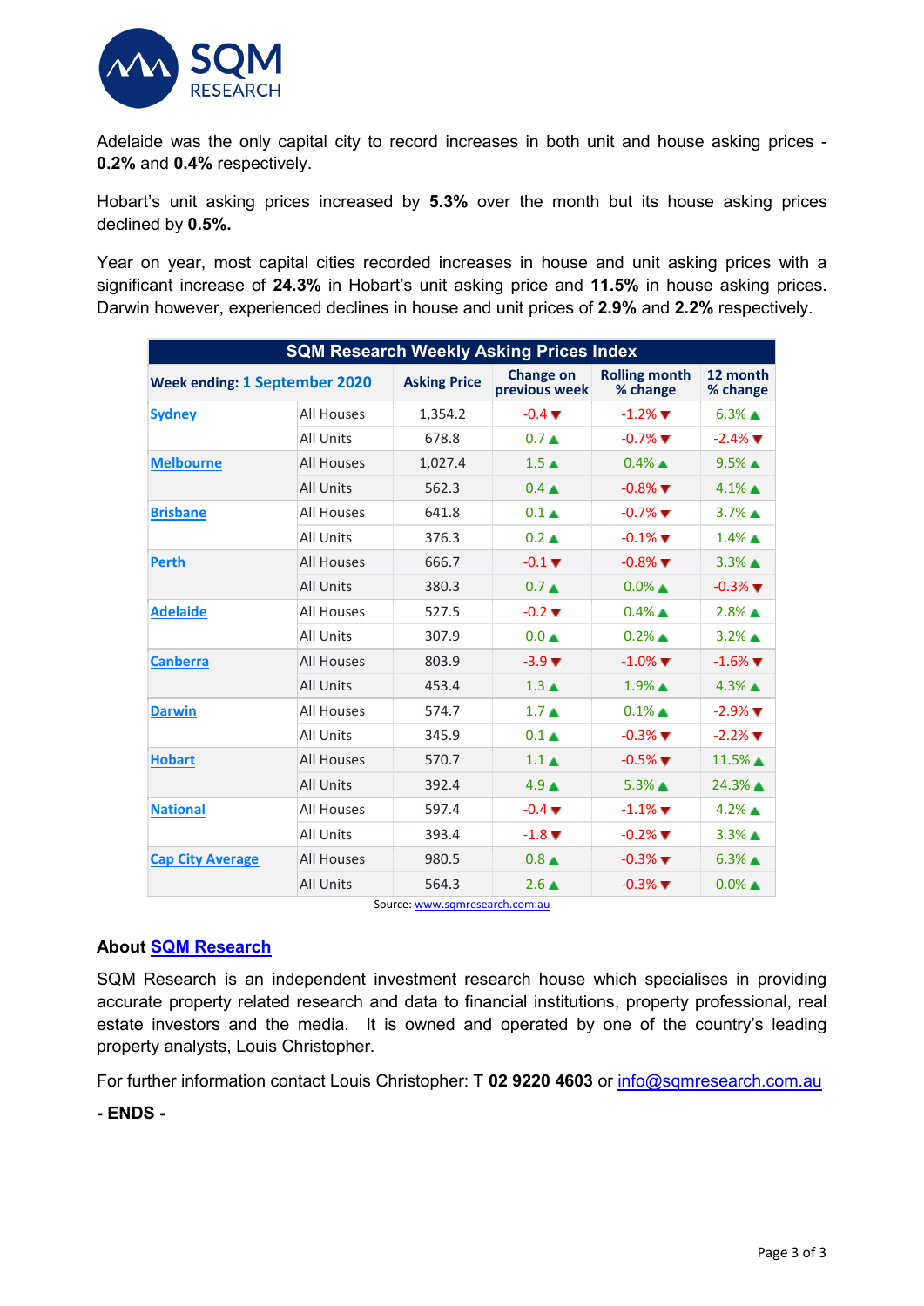Adelaide was the only capital city to record increases in both unit and house asking prices - **0.2%** and **0.4%** respectively.

Hobart's unit asking prices increased by **5.3%** over the month but its house asking prices declined by **0.5%.**

Year on year, most capital cities recorded increases in house and unit asking prices with a significant increase of **24.3%** in Hobart's unit asking price and **11.5%** in house asking prices. Darwin however, experienced declines in house and unit prices of **2.9%** and **2.2%** respectively.

| SQM Research Weekly Asking Prices Index | | | | | |
|---|---|---|---|---|---|
| **Week ending: 1 September 2020** | | **Asking Price** | **Change on previous week** | **Rolling month % change** | **12 month % change** |
| Sydney | All Houses | 1,354.2 | -0.4 ▼ | -1.2% ▼ | 6.3% ▲ |
| | All Units | 678.8 | 0.7 ▲ | -0.7% ▼ | -2.4% ▼ |
| Melbourne | All Houses | 1,027.4 | 1.5 ▲ | 0.4% ▲ | 9.5% ▲ |
| | All Units | 562.3 | 0.4 ▲ | -0.8% ▼ | 4.1% ▲ |
| Brisbane | All Houses | 641.8 | 0.1 ▲ | -0.7% ▼ | 3.7% ▲ |
| | All Units | 376.3 | 0.2 ▲ | -0.1% ▼ | 1.4% ▲ |
| Perth | All Houses | 666.7 | -0.1 ▼ | -0.8% ▼ | 3.3% ▲ |
| | All Units | 380.3 | 0.7 ▲ | 0.0% ▲ | -0.3% ▼ |
| Adelaide | All Houses | 527.5 | -0.2 ▼ | 0.4% ▲ | 2.8% ▲ |
| | All Units | 307.9 | 0.0 ▲ | 0.2% ▲ | 3.2% ▲ |
| Canberra | All Houses | 803.9 | -3.9 ▼ | -1.0% ▼ | -1.6% ▼ |
| | All Units | 453.4 | 1.3 ▲ | 1.9% ▲ | 4.3% ▲ |
| Darwin | All Houses | 574.7 | 1.7 ▲ | 0.1% ▲ | -2.9% ▼ |
| | All Units | 345.9 | 0.1 ▲ | -0.3% ▼ | -2.2% ▼ |
| Hobart | All Houses | 570.7 | 1.1 ▲ | -0.5% ▼ | 11.5% ▲ |
| | All Units | 392.4 | 4.9 ▲ | 5.3% ▲ | 24.3% ▲ |
| National | All Houses | 597.4 | -0.4 ▼ | -1.1% ▼ | 4.2% ▲ |
| | All Units | 393.4 | -1.8 ▼ | -0.2% ▼ | 3.3% ▲ |
| Cap City Average | All Houses | 980.5 | 0.8 ▲ | -0.3% ▼ | 6.3% ▲ |
| | All Units | 564.3 | 2.6 ▲ | -0.3% ▼ | 0.0% ▲ |

Source: www.sqmresearch.com.au

**About SQM Research**

SQM Research is an independent investment research house which specialises in providing accurate property related research and data to financial institutions, property professional, real estate investors and the media. It is owned and operated by one of the country's leading property analysts, Louis Christopher.

For further information contact Louis Christopher: T **02 9220 4603** or info@sqmresearch.com.au

**- ENDS -**